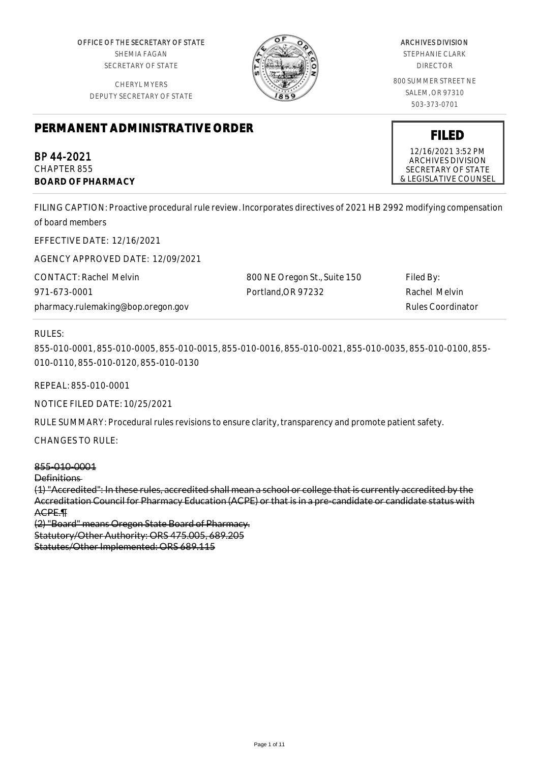OFFICE OF THE SECRETARY OF STATE
SHEMIA FAGAN
SECRETARY OF STATE

CHERYL MYERS
DEPUTY SECRETARY OF STATE

ARCHIVES DIVISION
STEPHANIE CLARK
DIRECTOR

800 SUMMER STREET NE
SALEM, OR 97310
503-373-0701

# PERMANENT ADMINISTRATIVE ORDER

**FILED**
12/16/2021 3:52 PM
ARCHIVES DIVISION
SECRETARY OF STATE
& LEGISLATIVE COUNSEL

BP 44-2021
CHAPTER 855
**BOARD OF PHARMACY**

FILING CAPTION: Proactive procedural rule review. Incorporates directives of 2021 HB 2992 modifying compensation of board members

EFFECTIVE DATE: 12/16/2021

AGENCY APPROVED DATE: 12/09/2021

CONTACT: Rachel Melvin
971-673-0001
pharmacy.rulemaking@bop.oregon.gov

800 NE Oregon St., Suite 150
Portland,OR 97232

Filed By:
Rachel Melvin
Rules Coordinator

RULES:

855-010-0001, 855-010-0005, 855-010-0015, 855-010-0016, 855-010-0021, 855-010-0035, 855-010-0100, 855-010-0110, 855-010-0120, 855-010-0130

REPEAL: 855-010-0001

NOTICE FILED DATE: 10/25/2021

RULE SUMMARY: Procedural rules revisions to ensure clarity, transparency and promote patient safety.

CHANGES TO RULE:

~~855-010-0001~~
~~Definitions~~
~~(1) "Accredited": In these rules, accredited shall mean a school or college that is currently accredited by the Accreditation Council for Pharmacy Education (ACPE) or that is in a pre-candidate or candidate status with ACPE.¶~~
~~(2) "Board" means Oregon State Board of Pharmacy.~~
~~Statutory/Other Authority: ORS 475.005, 689.205~~
~~Statutes/Other Implemented: ORS 689.115~~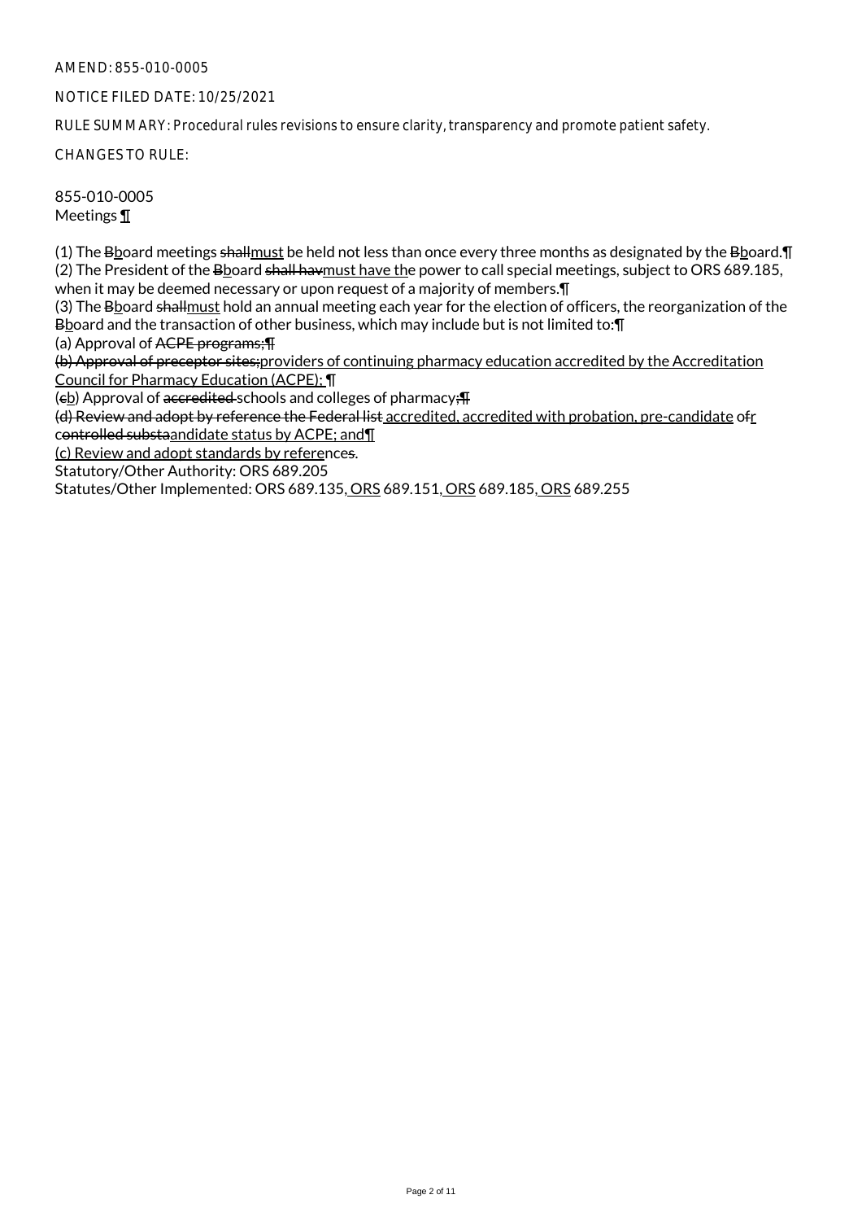AMEND: 855-010-0005

NOTICE FILED DATE: 10/25/2021

RULE SUMMARY: Procedural rules revisions to ensure clarity, transparency and promote patient safety.

CHANGES TO RULE:

855-010-0005
Meetings ¶

(1) The ~~B~~board meetings ~~shall~~must be held not less than once every three months as designated by the ~~B~~board.¶
(2) The President of the ~~B~~board ~~shall hav~~must have the power to call special meetings, subject to ORS 689.185, when it may be deemed necessary or upon request of a majority of members.¶
(3) The ~~B~~board ~~shall~~must hold an annual meeting each year for the election of officers, the reorganization of the ~~B~~board and the transaction of other business, which may include but is not limited to:¶
(a) Approval of ~~ACPE programs;¶~~
~~(b) Approval of preceptor sites;~~providers of continuing pharmacy education accredited by the Accreditation Council for Pharmacy Education (ACPE); ¶
(~~c~~b) Approval of ~~accredited~~ schools and colleges of pharmacy~~;¶~~
~~(d) Review and adopt by reference the Federal list~~ accredited, accredited with probation, pre-candidate o~~f~~r c~~ontrolled substa~~andidate status by ACPE; and¶
(c) Review and adopt standards by reference~~s~~.
Statutory/Other Authority: ORS 689.205
Statutes/Other Implemented: ORS 689.135, ORS 689.151, ORS 689.185, ORS 689.255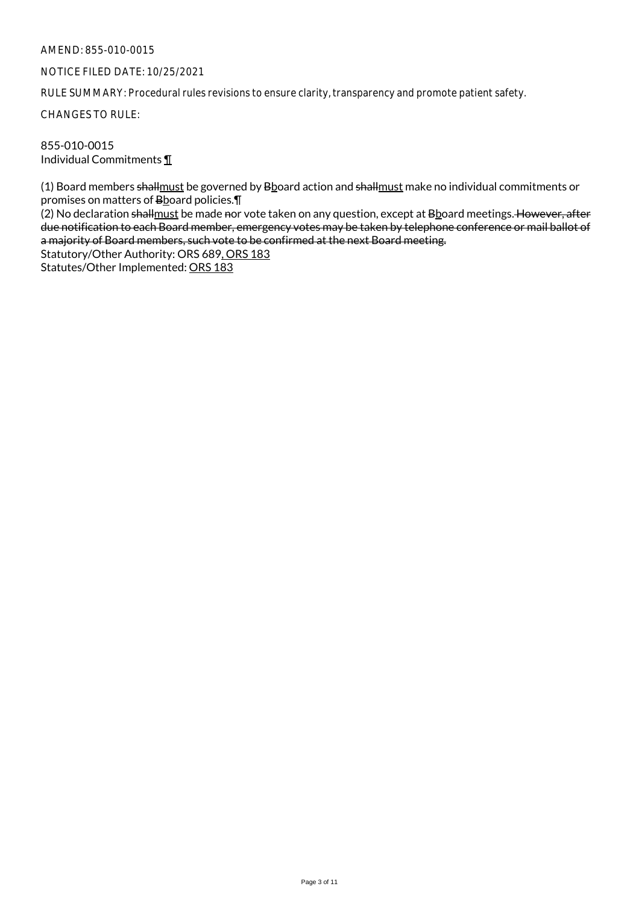AMEND: 855-010-0015

NOTICE FILED DATE: 10/25/2021

RULE SUMMARY: Procedural rules revisions to ensure clarity, transparency and promote patient safety.

CHANGES TO RULE:

855-010-0015
Individual Commitments ¶

(1) Board members ~~shall~~must be governed by ~~B~~board action and ~~shall~~must make no individual commitments or promises on matters of ~~B~~board policies.¶
(2) No declaration ~~shall~~must be made ~~n~~or vote taken on any question, except at ~~B~~board meetings. ~~However, after due notification to each Board member, emergency votes may be taken by telephone conference or mail ballot of a majority of Board members, such vote to be confirmed at the next Board meeting.~~
Statutory/Other Authority: ORS 689, ORS 183
Statutes/Other Implemented: ORS 183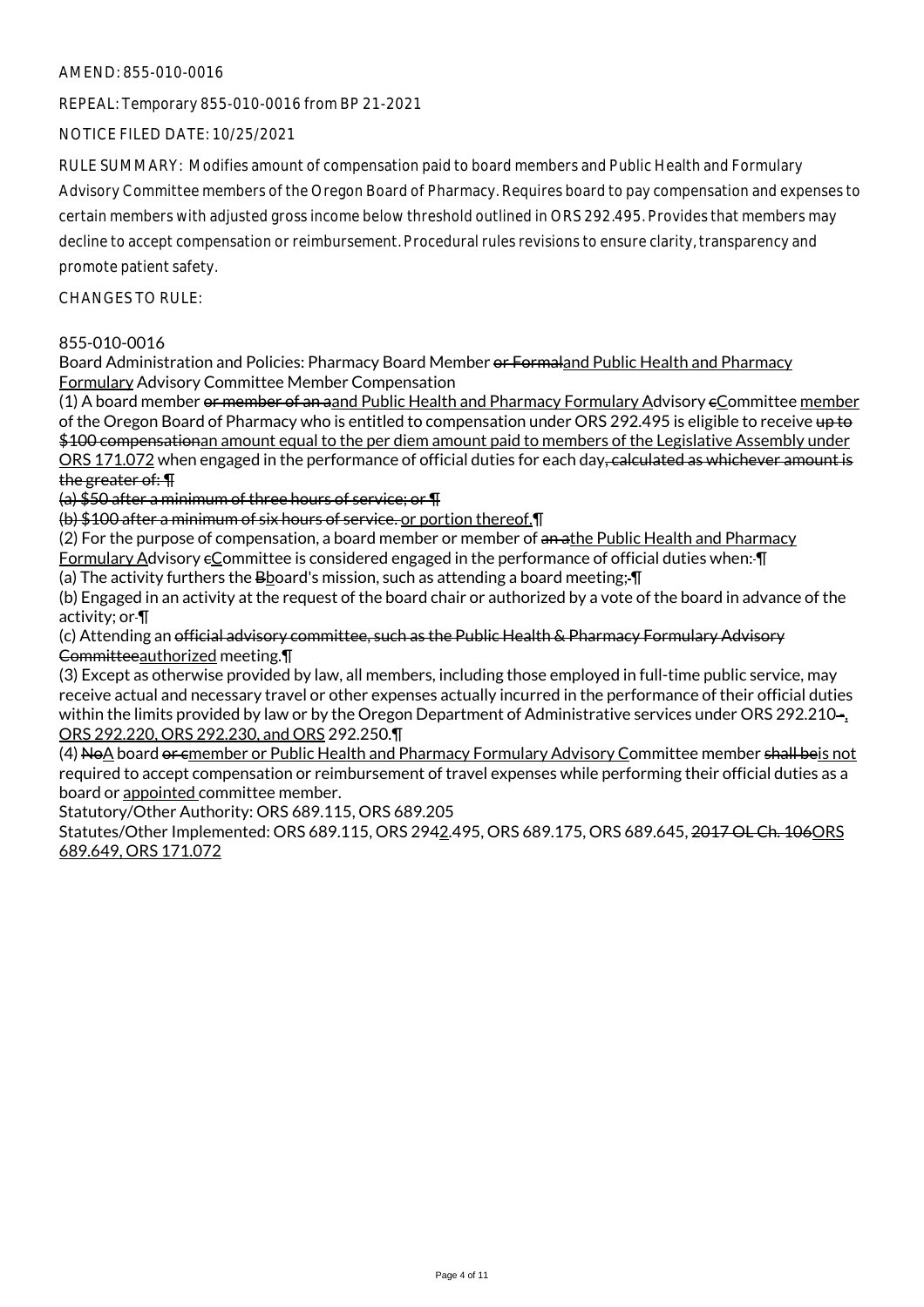AMEND: 855-010-0016

REPEAL: Temporary 855-010-0016 from BP 21-2021

NOTICE FILED DATE: 10/25/2021

RULE SUMMARY: Modifies amount of compensation paid to board members and Public Health and Formulary Advisory Committee members of the Oregon Board of Pharmacy. Requires board to pay compensation and expenses to certain members with adjusted gross income below threshold outlined in ORS 292.495. Provides that members may decline to accept compensation or reimbursement. Procedural rules revisions to ensure clarity, transparency and promote patient safety.

CHANGES TO RULE:

855-010-0016

Board Administration and Policies: Pharmacy Board Member ~~or Formal~~and Public Health and Pharmacy Formulary Advisory Committee Member Compensation

(1) A board member ~~or member of an a~~and Public Health and Pharmacy Formulary Advisory ~~c~~Committee member of the Oregon Board of Pharmacy who is entitled to compensation under ORS 292.495 is eligible to receive ~~up to $100 compensation~~an amount equal to the per diem amount paid to members of the Legislative Assembly under ORS 171.072 when engaged in the performance of official duties for each day~~, calculated as whichever amount is the greater of:~~ ¶

~~(a) $50 after a minimum of three hours of service; or~~ ¶

~~(b) $100 after a minimum of six hours of service.~~ or portion thereof.¶

(2) For the purpose of compensation, a board member or member of ~~an a~~the Public Health and Pharmacy Formulary Advisory ~~c~~Committee is considered engaged in the performance of official duties when: ¶

(a) The activity furthers the ~~B~~board's mission, such as attending a board meeting; ¶

(b) Engaged in an activity at the request of the board chair or authorized by a vote of the board in advance of the activity; or ¶

(c) Attending an ~~official advisory committee, such as the Public Health & Pharmacy Formulary Advisory Committee~~authorized meeting.¶

(3) Except as otherwise provided by law, all members, including those employed in full-time public service, may receive actual and necessary travel or other expenses actually incurred in the performance of their official duties within the limits provided by law or by the Oregon Department of Administrative services under ORS 292.210~~–~~, ORS 292.220, ORS 292.230, and ORS 292.250.¶

(4) ~~No~~A board ~~or c~~member or Public Health and Pharmacy Formulary Advisory Committee member ~~shall be~~is not required to accept compensation or reimbursement of travel expenses while performing their official duties as a board or appointed committee member.

Statutory/Other Authority: ORS 689.115, ORS 689.205

Statutes/Other Implemented: ORS 689.115, ORS 29~~4~~2.495, ORS 689.175, ORS 689.645, ~~2017 OL Ch. 106~~ORS 689.649, ORS 171.072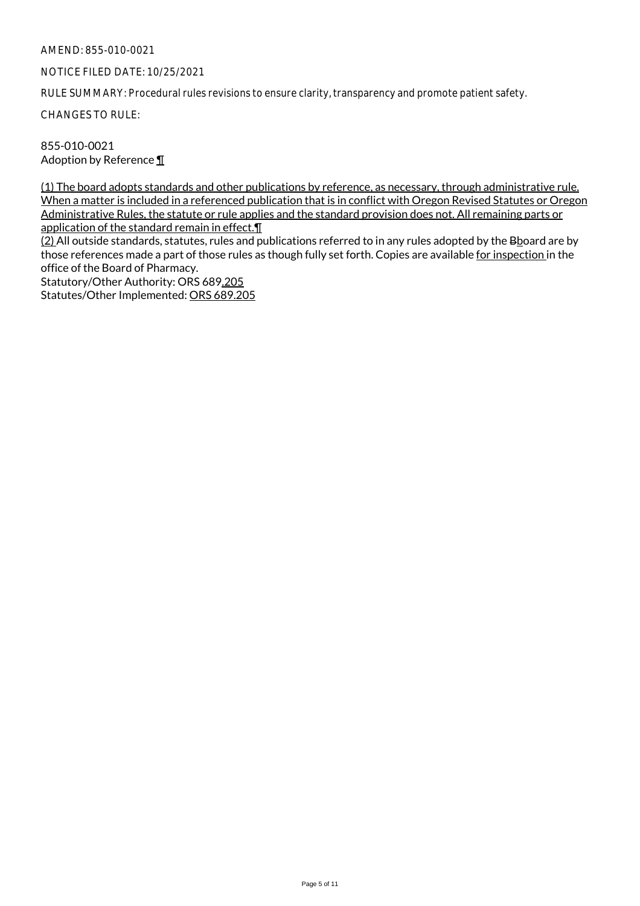AMEND: 855-010-0021

NOTICE FILED DATE: 10/25/2021

RULE SUMMARY: Procedural rules revisions to ensure clarity, transparency and promote patient safety.

CHANGES TO RULE:

855-010-0021
Adoption by Reference ¶

(1) The board adopts standards and other publications by reference, as necessary, through administrative rule. When a matter is included in a referenced publication that is in conflict with Oregon Revised Statutes or Oregon Administrative Rules, the statute or rule applies and the standard provision does not. All remaining parts or application of the standard remain in effect.¶
(2) All outside standards, statutes, rules and publications referred to in any rules adopted by the Bboard are by those references made a part of those rules as though fully set forth. Copies are available for inspection in the office of the Board of Pharmacy.
Statutory/Other Authority: ORS 689.205
Statutes/Other Implemented: ORS 689.205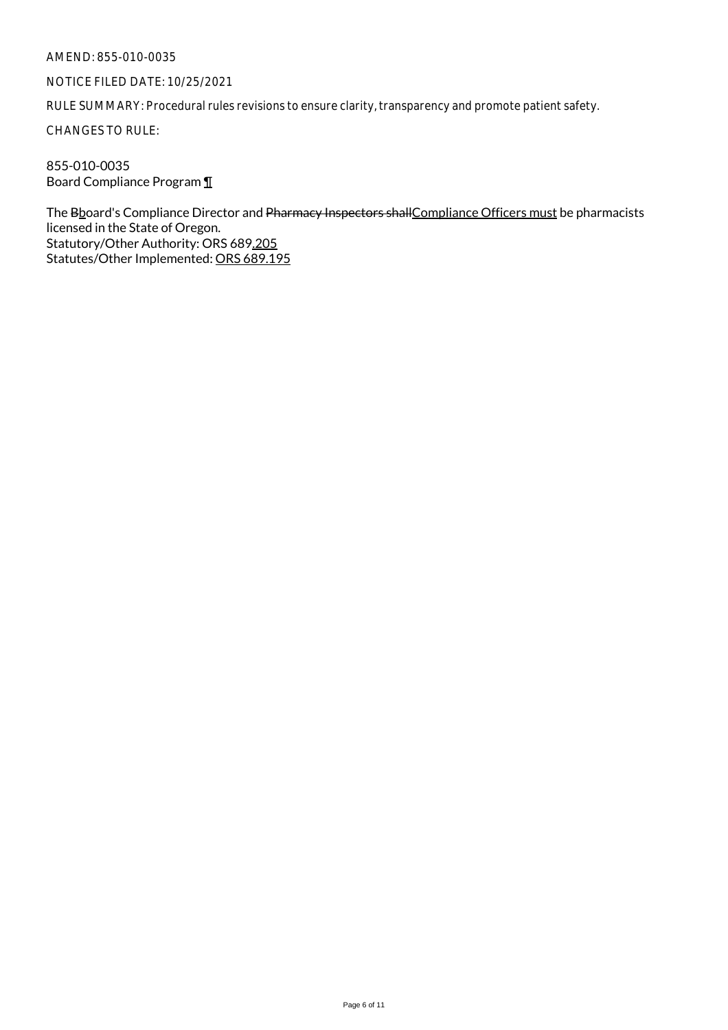AMEND: 855-010-0035

NOTICE FILED DATE: 10/25/2021

RULE SUMMARY: Procedural rules revisions to ensure clarity, transparency and promote patient safety.

CHANGES TO RULE:

855-010-0035
Board Compliance Program ¶

The ~~B~~board's Compliance Director and ~~Pharmacy Inspectors shall~~Compliance Officers must be pharmacists licensed in the State of Oregon.
Statutory/Other Authority: ORS 689.205
Statutes/Other Implemented: ORS 689.195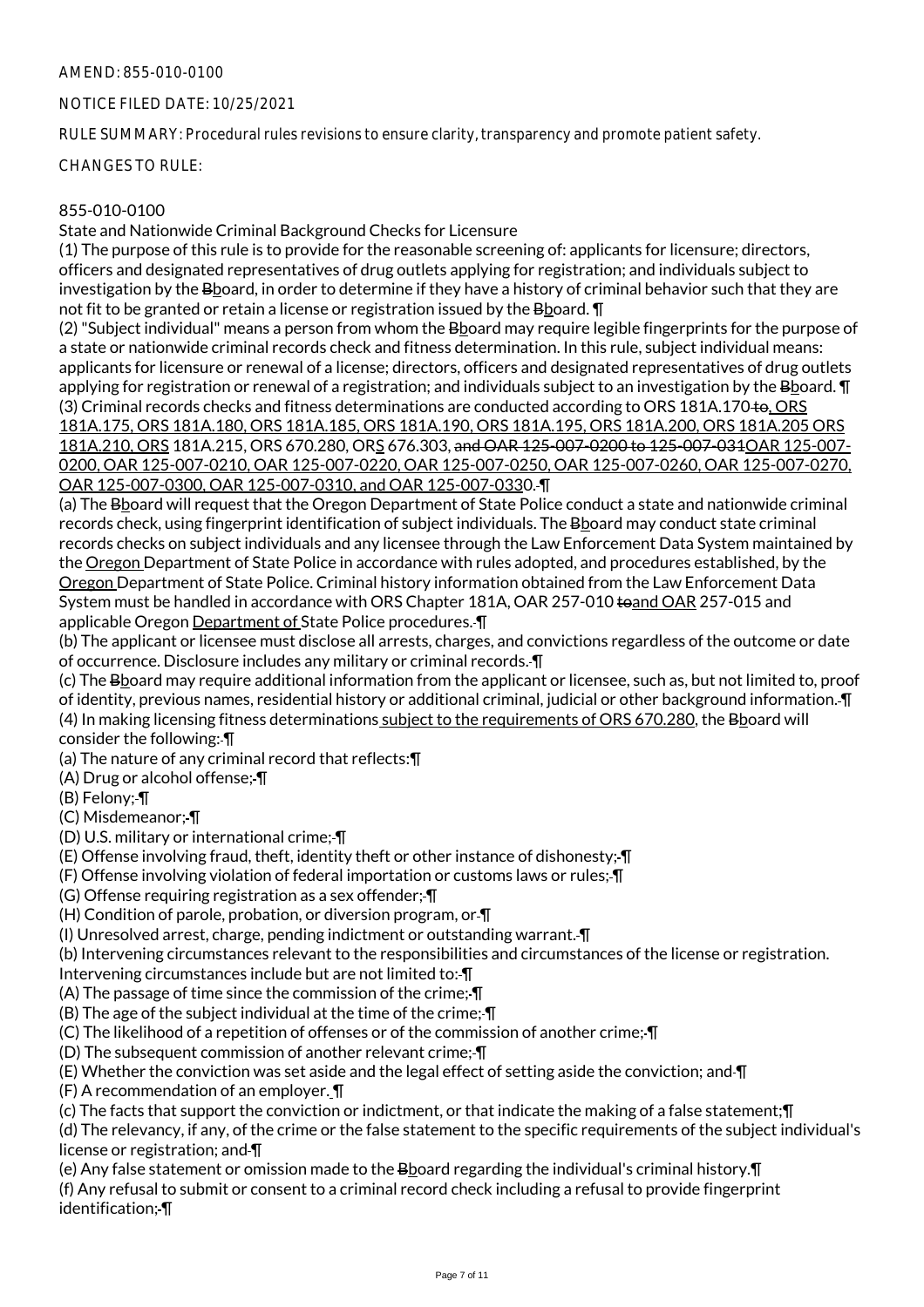AMEND: 855-010-0100

NOTICE FILED DATE: 10/25/2021

RULE SUMMARY: Procedural rules revisions to ensure clarity, transparency and promote patient safety.

CHANGES TO RULE:

855-010-0100
State and Nationwide Criminal Background Checks for Licensure

(1) The purpose of this rule is to provide for the reasonable screening of: applicants for licensure; directors, officers and designated representatives of drug outlets applying for registration; and individuals subject to investigation by the ~~B~~board, in order to determine if they have a history of criminal behavior such that they are not fit to be granted or retain a license or registration issued by the ~~B~~board. ¶

(2) "Subject individual" means a person from whom the ~~B~~board may require legible fingerprints for the purpose of a state or nationwide criminal records check and fitness determination. In this rule, subject individual means: applicants for licensure or renewal of a license; directors, officers and designated representatives of drug outlets applying for registration or renewal of a registration; and individuals subject to an investigation by the ~~B~~board. ¶

(3) Criminal records checks and fitness determinations are conducted according to ORS 181A.170 ~~to~~, ORS 181A.175, ORS 181A.180, ORS 181A.185, ORS 181A.190, ORS 181A.195, ORS 181A.200, ORS 181A.205 ORS 181A.210, ORS 181A.215, ORS 670.280, ORS 676.303, ~~and OAR 125-007-0200 to 125-007-031~~OAR 125-007-0200, OAR 125-007-0210, OAR 125-007-0220, OAR 125-007-0250, OAR 125-007-0260, OAR 125-007-0270, OAR 125-007-0300, OAR 125-007-0310, and OAR 125-007-0330. ¶

(a) The ~~B~~board will request that the Oregon Department of State Police conduct a state and nationwide criminal records check, using fingerprint identification of subject individuals. The ~~B~~board may conduct state criminal records checks on subject individuals and any licensee through the Law Enforcement Data System maintained by the Oregon Department of State Police in accordance with rules adopted, and procedures established, by the Oregon Department of State Police. Criminal history information obtained from the Law Enforcement Data System must be handled in accordance with ORS Chapter 181A, OAR 257-010 ~~to~~and OAR 257-015 and applicable Oregon Department of State Police procedures. ¶

(b) The applicant or licensee must disclose all arrests, charges, and convictions regardless of the outcome or date of occurrence. Disclosure includes any military or criminal records. ¶

(c) The ~~B~~board may require additional information from the applicant or licensee, such as, but not limited to, proof of identity, previous names, residential history or additional criminal, judicial or other background information. ¶

(4) In making licensing fitness determinations subject to the requirements of ORS 670.280, the ~~B~~board will consider the following: ¶

(a) The nature of any criminal record that reflects:¶

(A) Drug or alcohol offense; ¶

(B) Felony; ¶

(C) Misdemeanor; ¶

(D) U.S. military or international crime; ¶

(E) Offense involving fraud, theft, identity theft or other instance of dishonesty; ¶

(F) Offense involving violation of federal importation or customs laws or rules; ¶

(G) Offense requiring registration as a sex offender; ¶

(H) Condition of parole, probation, or diversion program, or ¶

(I) Unresolved arrest, charge, pending indictment or outstanding warrant. ¶

(b) Intervening circumstances relevant to the responsibilities and circumstances of the license or registration. Intervening circumstances include but are not limited to: ¶

(A) The passage of time since the commission of the crime; ¶

(B) The age of the subject individual at the time of the crime; ¶

(C) The likelihood of a repetition of offenses or of the commission of another crime; ¶

(D) The subsequent commission of another relevant crime; ¶

(E) Whether the conviction was set aside and the legal effect of setting aside the conviction; and ¶

(F) A recommendation of an employer. ¶

(c) The facts that support the conviction or indictment, or that indicate the making of a false statement;¶

(d) The relevancy, if any, of the crime or the false statement to the specific requirements of the subject individual's license or registration; and ¶

(e) Any false statement or omission made to the ~~B~~board regarding the individual's criminal history.¶

(f) Any refusal to submit or consent to a criminal record check including a refusal to provide fingerprint identification; ¶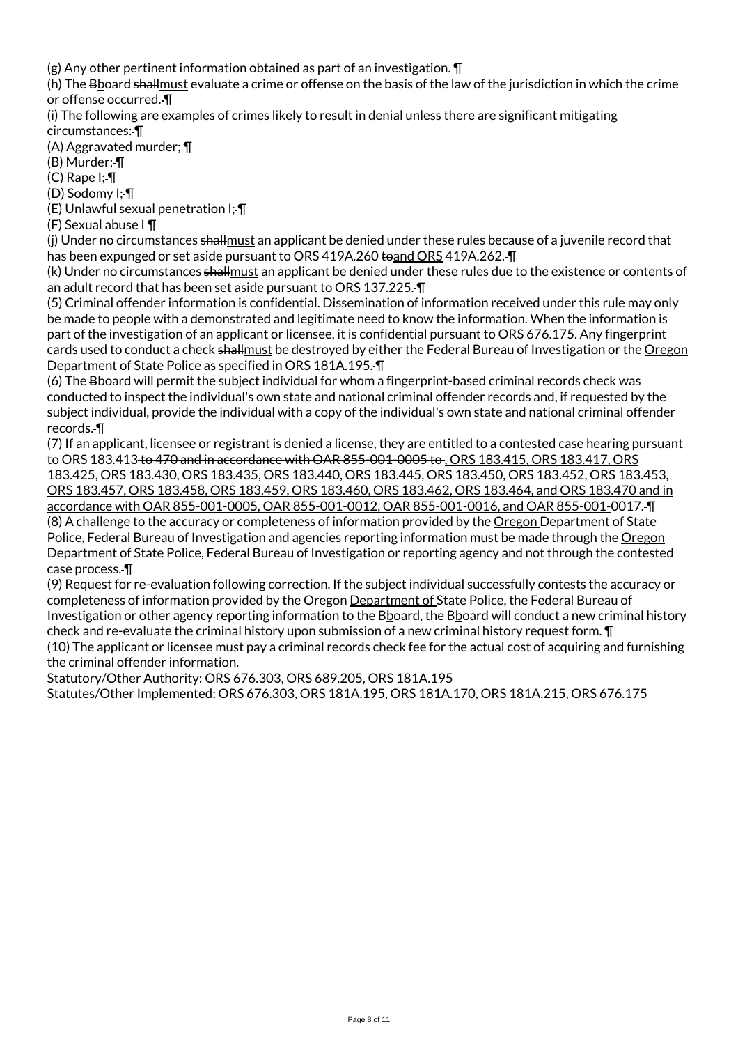(g) Any other pertinent information obtained as part of an investigation.¶

(h) The ~~B~~board ~~shall~~must evaluate a crime or offense on the basis of the law of the jurisdiction in which the crime or offense occurred.¶

(i) The following are examples of crimes likely to result in denial unless there are significant mitigating circumstances:¶

(A) Aggravated murder;¶

(B) Murder;¶

(C) Rape I;¶

(D) Sodomy I;¶

(E) Unlawful sexual penetration I;¶

(F) Sexual abuse I¶

(j) Under no circumstances ~~shall~~must an applicant be denied under these rules because of a juvenile record that has been expunged or set aside pursuant to ORS 419A.260 ~~to~~and ORS 419A.262.¶

(k) Under no circumstances ~~shall~~must an applicant be denied under these rules due to the existence or contents of an adult record that has been set aside pursuant to ORS 137.225.¶

(5) Criminal offender information is confidential. Dissemination of information received under this rule may only be made to people with a demonstrated and legitimate need to know the information. When the information is part of the investigation of an applicant or licensee, it is confidential pursuant to ORS 676.175. Any fingerprint cards used to conduct a check ~~shall~~must be destroyed by either the Federal Bureau of Investigation or the Oregon Department of State Police as specified in ORS 181A.195.¶

(6) The ~~B~~board will permit the subject individual for whom a fingerprint-based criminal records check was conducted to inspect the individual's own state and national criminal offender records and, if requested by the subject individual, provide the individual with a copy of the individual's own state and national criminal offender records.¶

(7) If an applicant, licensee or registrant is denied a license, they are entitled to a contested case hearing pursuant to ORS 183.413 ~~to 470 and in accordance with OAR 855-001-0005 to~~ , ORS 183.415, ORS 183.417, ORS 183.425, ORS 183.430, ORS 183.435, ORS 183.440, ORS 183.445, ORS 183.450, ORS 183.452, ORS 183.453, ORS 183.457, ORS 183.458, ORS 183.459, ORS 183.460, ORS 183.462, ORS 183.464, and ORS 183.470 and in accordance with OAR 855-001-0005, OAR 855-001-0012, OAR 855-001-0016, and OAR 855-001-0017.¶

(8) A challenge to the accuracy or completeness of information provided by the Oregon Department of State Police, Federal Bureau of Investigation and agencies reporting information must be made through the Oregon Department of State Police, Federal Bureau of Investigation or reporting agency and not through the contested case process.¶

(9) Request for re-evaluation following correction. If the subject individual successfully contests the accuracy or completeness of information provided by the Oregon Department of State Police, the Federal Bureau of Investigation or other agency reporting information to the ~~B~~board, the ~~B~~board will conduct a new criminal history check and re-evaluate the criminal history upon submission of a new criminal history request form.¶

(10) The applicant or licensee must pay a criminal records check fee for the actual cost of acquiring and furnishing the criminal offender information.

Statutory/Other Authority: ORS 676.303, ORS 689.205, ORS 181A.195

Statutes/Other Implemented: ORS 676.303, ORS 181A.195, ORS 181A.170, ORS 181A.215, ORS 676.175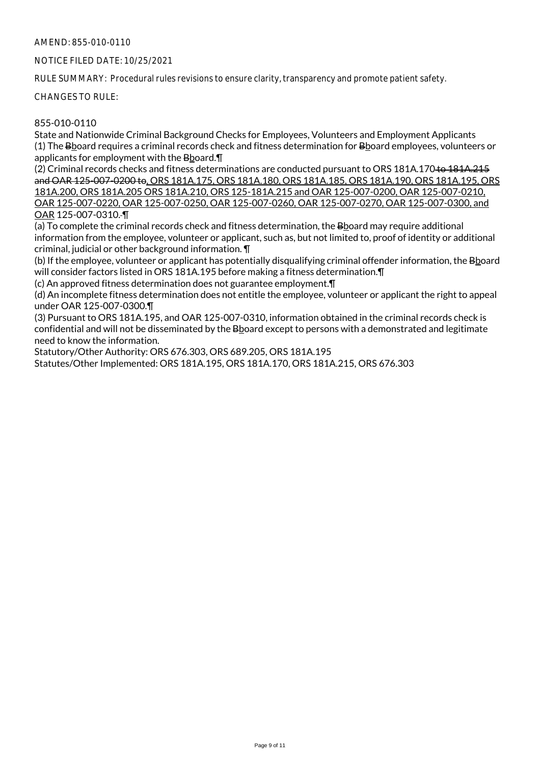AMEND: 855-010-0110

NOTICE FILED DATE: 10/25/2021

RULE SUMMARY: Procedural rules revisions to ensure clarity, transparency and promote patient safety.

CHANGES TO RULE:

855-010-0110

State and Nationwide Criminal Background Checks for Employees, Volunteers and Employment Applicants

(1) The ~~B~~board requires a criminal records check and fitness determination for ~~B~~board employees, volunteers or applicants for employment with the ~~B~~board.¶

(2) Criminal records checks and fitness determinations are conducted pursuant to ORS 181A.170 ~~to 181A.215 and OAR 125-007-0200 to~~, ORS 181A.175, ORS 181A.180, ORS 181A.185, ORS 181A.190, ORS 181A.195, ORS 181A.200, ORS 181A.205 ORS 181A.210, ORS 125-181A.215 and OAR 125-007-0200, OAR 125-007-0210, OAR 125-007-0220, OAR 125-007-0250, OAR 125-007-0260, OAR 125-007-0270, OAR 125-007-0300, and OAR 125-007-0310.¶

(a) To complete the criminal records check and fitness determination, the ~~B~~board may require additional information from the employee, volunteer or applicant, such as, but not limited to, proof of identity or additional criminal, judicial or other background information. ¶

(b) If the employee, volunteer or applicant has potentially disqualifying criminal offender information, the ~~B~~board will consider factors listed in ORS 181A.195 before making a fitness determination.¶

(c) An approved fitness determination does not guarantee employment.¶

(d) An incomplete fitness determination does not entitle the employee, volunteer or applicant the right to appeal under OAR 125-007-0300.¶

(3) Pursuant to ORS 181A.195, and OAR 125-007-0310, information obtained in the criminal records check is confidential and will not be disseminated by the ~~B~~board except to persons with a demonstrated and legitimate need to know the information.

Statutory/Other Authority: ORS 676.303, ORS 689.205, ORS 181A.195

Statutes/Other Implemented: ORS 181A.195, ORS 181A.170, ORS 181A.215, ORS 676.303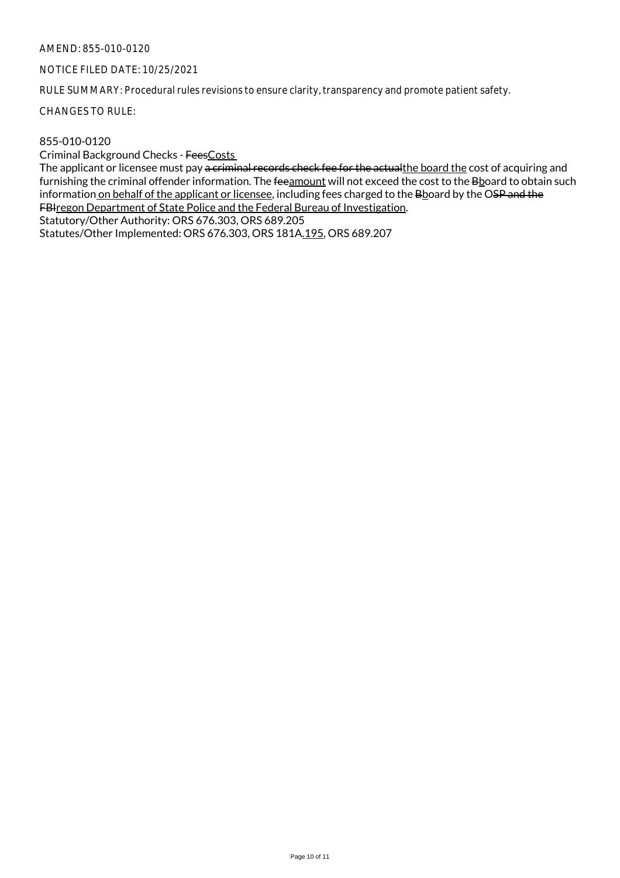AMEND: 855-010-0120

NOTICE FILED DATE: 10/25/2021

RULE SUMMARY: Procedural rules revisions to ensure clarity, transparency and promote patient safety.

CHANGES TO RULE:

855-010-0120

Criminal Background Checks - ~~Fees~~<u>Costs</u>

The applicant or licensee must pay ~~a criminal records check fee for the actual~~<u>the board the</u> cost of acquiring and furnishing the criminal offender information. The ~~fee~~<u>amount</u> will not exceed the cost to the ~~B~~<u>b</u>oard to obtain such information<u> on behalf of the applicant or licensee</u>, including fees charged to the ~~B~~<u>b</u>oard by the O~~SP and the FBI~~<u>regon Department of State Police and the Federal Bureau of Investigation</u>.

Statutory/Other Authority: ORS 676.303, ORS 689.205

Statutes/Other Implemented: ORS 676.303, ORS 181A<u>.195</u>, ORS 689.207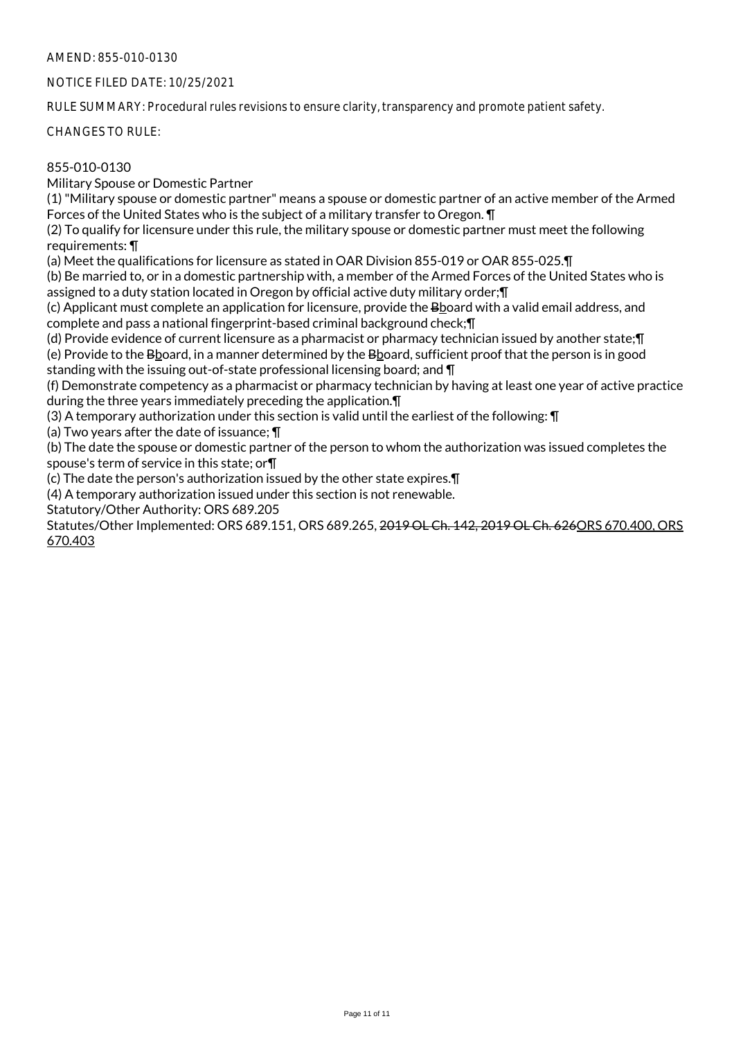AMEND: 855-010-0130

NOTICE FILED DATE: 10/25/2021

RULE SUMMARY: Procedural rules revisions to ensure clarity, transparency and promote patient safety.

CHANGES TO RULE:

855-010-0130
Military Spouse or Domestic Partner

(1) "Military spouse or domestic partner" means a spouse or domestic partner of an active member of the Armed Forces of the United States who is the subject of a military transfer to Oregon. ¶

(2) To qualify for licensure under this rule, the military spouse or domestic partner must meet the following requirements: ¶

(a) Meet the qualifications for licensure as stated in OAR Division 855-019 or OAR 855-025.¶

(b) Be married to, or in a domestic partnership with, a member of the Armed Forces of the United States who is assigned to a duty station located in Oregon by official active duty military order;¶

(c) Applicant must complete an application for licensure, provide the ~~B~~board with a valid email address, and complete and pass a national fingerprint-based criminal background check;¶

(d) Provide evidence of current licensure as a pharmacist or pharmacy technician issued by another state;¶

(e) Provide to the ~~B~~board, in a manner determined by the ~~B~~board, sufficient proof that the person is in good standing with the issuing out-of-state professional licensing board; and ¶

(f) Demonstrate competency as a pharmacist or pharmacy technician by having at least one year of active practice during the three years immediately preceding the application.¶

(3) A temporary authorization under this section is valid until the earliest of the following: ¶

(a) Two years after the date of issuance; ¶

(b) The date the spouse or domestic partner of the person to whom the authorization was issued completes the spouse's term of service in this state; or¶

(c) The date the person's authorization issued by the other state expires.¶

(4) A temporary authorization issued under this section is not renewable.

Statutory/Other Authority: ORS 689.205

Statutes/Other Implemented: ORS 689.151, ORS 689.265, ~~2019 OL Ch. 142, 2019 OL Ch. 626~~ORS 670.400, ORS 670.403